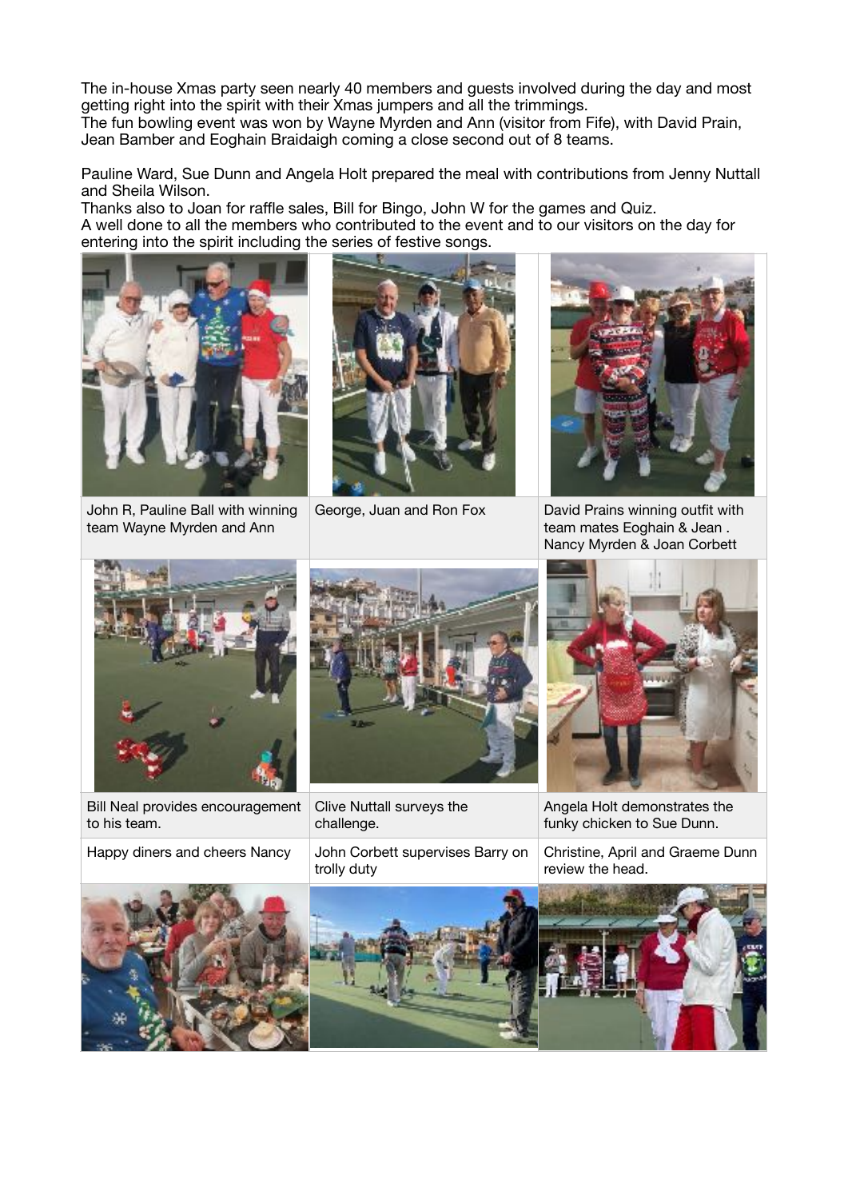The in-house Xmas party seen nearly 40 members and guests involved during the day and most getting right into the spirit with their Xmas jumpers and all the trimmings.
The fun bowling event was won by Wayne Myrden and Ann (visitor from Fife), with David Prain, Jean Bamber and Eoghain Braidaigh coming a close second out of 8 teams.

Pauline Ward, Sue Dunn and Angela Holt prepared the meal with contributions from Jenny Nuttall and Sheila Wilson.
Thanks also to Joan for raffle sales, Bill for Bingo, John W for the games and Quiz.
A well done to all the members who contributed to the event and to our visitors on the day for entering into the spirit including the series of festive songs.

| | | |
|---|---|---|
| John R, Pauline Ball with winning team Wayne Myrden and Ann | George, Juan and Ron Fox | David Prains winning outfit with team mates Eoghain & Jean . Nancy Myrden & Joan Corbett |
| Bill Neal provides encouragement to his team. | Clive Nuttall surveys the challenge. | Angela Holt demonstrates the funky chicken to Sue Dunn. |
| Happy diners and cheers Nancy | John Corbett supervises Barry on trolly duty | Christine, April and Graeme Dunn review the head. |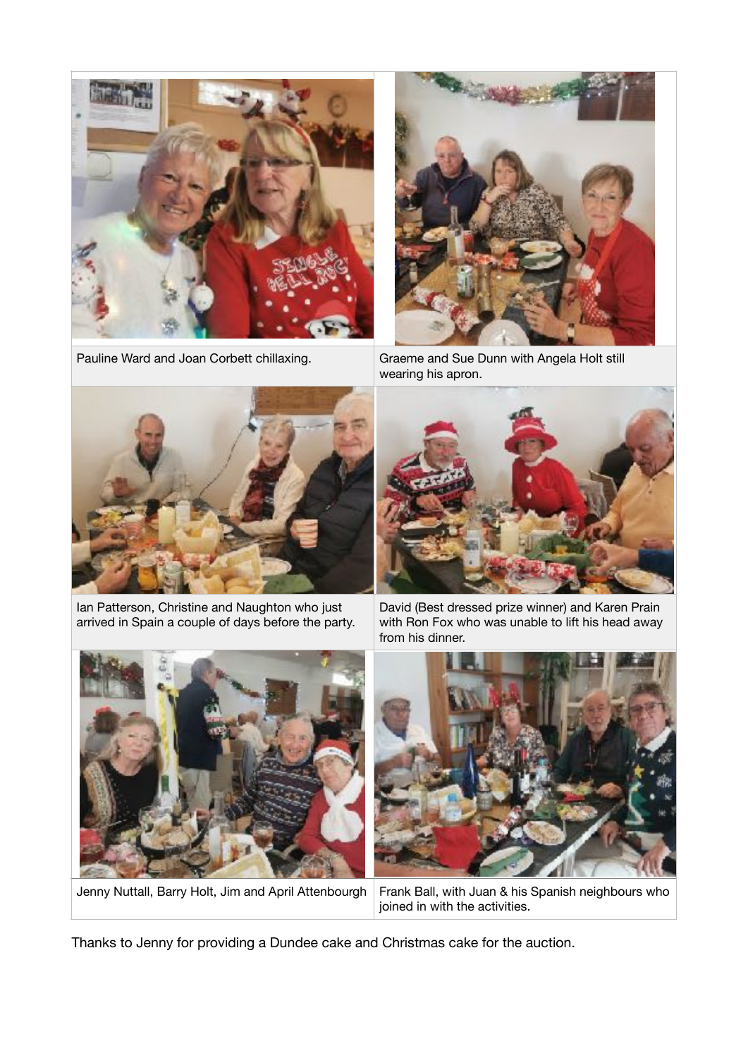Pauline Ward and Joan Corbett chillaxing.

Graeme and Sue Dunn with Angela Holt still wearing his apron.

Ian Patterson, Christine and Naughton who just arrived in Spain a couple of days before the party.

David (Best dressed prize winner) and Karen Prain with Ron Fox who was unable to lift his head away from his dinner.

Jenny Nuttall, Barry Holt, Jim and April Attenbourgh

Frank Ball, with Juan & his Spanish neighbours who joined in with the activities.

Thanks to Jenny for providing a Dundee cake and Christmas cake for the auction.